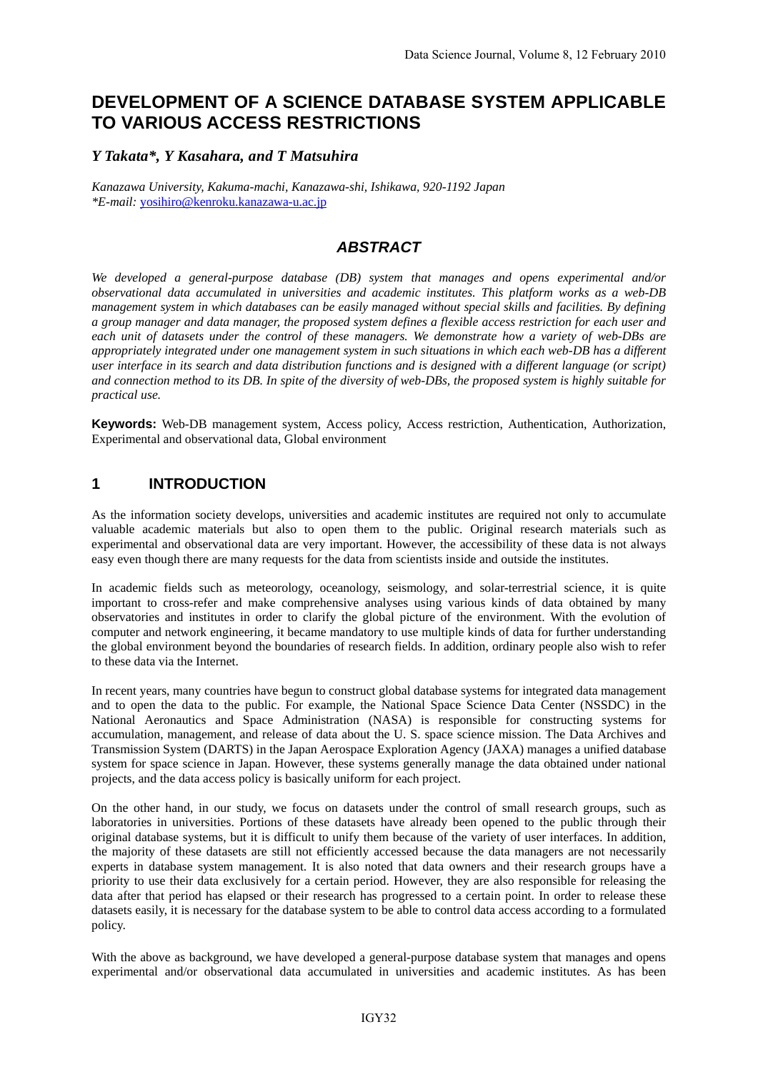# DEVELOPMENT OF A SCIENCE DATABASE SYSTEM APPLICABLE TO VARIOUS ACCESS RESTRICTIONS

***Y Takata\*, Y Kasahara, and T Matsuhira***

*Kanazawa University, Kakuma-machi, Kanazawa-shi, Ishikawa, 920-1192 Japan*
*\*E-mail:* yosihiro@kenroku.kanazawa-u.ac.jp

## *ABSTRACT*

*We developed a general-purpose database (DB) system that manages and opens experimental and/or observational data accumulated in universities and academic institutes. This platform works as a web-DB management system in which databases can be easily managed without special skills and facilities. By defining a group manager and data manager, the proposed system defines a flexible access restriction for each user and each unit of datasets under the control of these managers. We demonstrate how a variety of web-DBs are appropriately integrated under one management system in such situations in which each web-DB has a different user interface in its search and data distribution functions and is designed with a different language (or script) and connection method to its DB. In spite of the diversity of web-DBs, the proposed system is highly suitable for practical use.*

**Keywords:** Web-DB management system, Access policy, Access restriction, Authentication, Authorization, Experimental and observational data, Global environment

## 1 INTRODUCTION

As the information society develops, universities and academic institutes are required not only to accumulate valuable academic materials but also to open them to the public. Original research materials such as experimental and observational data are very important. However, the accessibility of these data is not always easy even though there are many requests for the data from scientists inside and outside the institutes.

In academic fields such as meteorology, oceanology, seismology, and solar-terrestrial science, it is quite important to cross-refer and make comprehensive analyses using various kinds of data obtained by many observatories and institutes in order to clarify the global picture of the environment. With the evolution of computer and network engineering, it became mandatory to use multiple kinds of data for further understanding the global environment beyond the boundaries of research fields. In addition, ordinary people also wish to refer to these data via the Internet.

In recent years, many countries have begun to construct global database systems for integrated data management and to open the data to the public. For example, the National Space Science Data Center (NSSDC) in the National Aeronautics and Space Administration (NASA) is responsible for constructing systems for accumulation, management, and release of data about the U. S. space science mission. The Data Archives and Transmission System (DARTS) in the Japan Aerospace Exploration Agency (JAXA) manages a unified database system for space science in Japan. However, these systems generally manage the data obtained under national projects, and the data access policy is basically uniform for each project.

On the other hand, in our study, we focus on datasets under the control of small research groups, such as laboratories in universities. Portions of these datasets have already been opened to the public through their original database systems, but it is difficult to unify them because of the variety of user interfaces. In addition, the majority of these datasets are still not efficiently accessed because the data managers are not necessarily experts in database system management. It is also noted that data owners and their research groups have a priority to use their data exclusively for a certain period. However, they are also responsible for releasing the data after that period has elapsed or their research has progressed to a certain point. In order to release these datasets easily, it is necessary for the database system to be able to control data access according to a formulated policy.

With the above as background, we have developed a general-purpose database system that manages and opens experimental and/or observational data accumulated in universities and academic institutes. As has been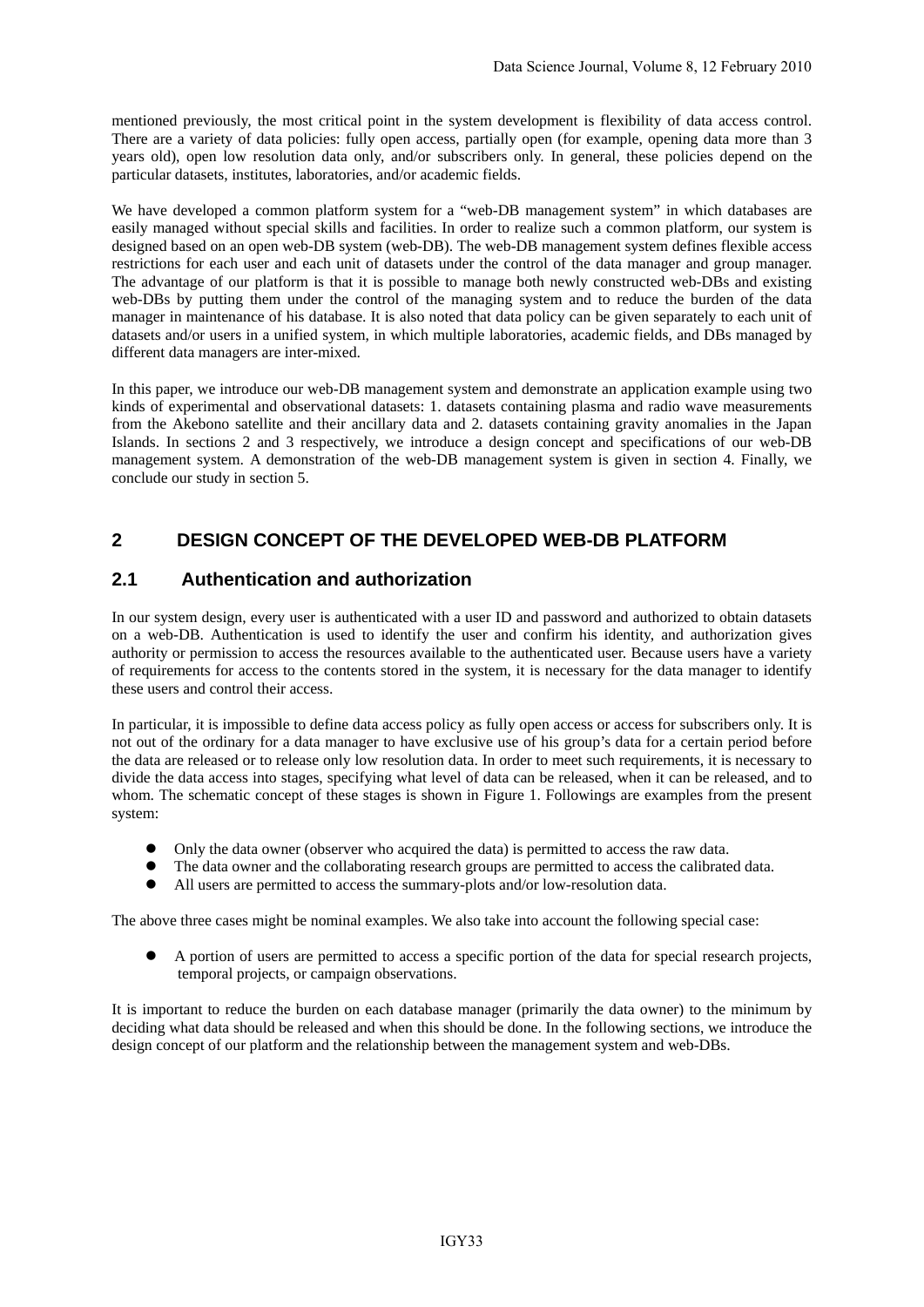mentioned previously, the most critical point in the system development is flexibility of data access control. There are a variety of data policies: fully open access, partially open (for example, opening data more than 3 years old), open low resolution data only, and/or subscribers only. In general, these policies depend on the particular datasets, institutes, laboratories, and/or academic fields.

We have developed a common platform system for a "web-DB management system" in which databases are easily managed without special skills and facilities. In order to realize such a common platform, our system is designed based on an open web-DB system (web-DB). The web-DB management system defines flexible access restrictions for each user and each unit of datasets under the control of the data manager and group manager. The advantage of our platform is that it is possible to manage both newly constructed web-DBs and existing web-DBs by putting them under the control of the managing system and to reduce the burden of the data manager in maintenance of his database. It is also noted that data policy can be given separately to each unit of datasets and/or users in a unified system, in which multiple laboratories, academic fields, and DBs managed by different data managers are inter-mixed.

In this paper, we introduce our web-DB management system and demonstrate an application example using two kinds of experimental and observational datasets: 1. datasets containing plasma and radio wave measurements from the Akebono satellite and their ancillary data and 2. datasets containing gravity anomalies in the Japan Islands. In sections 2 and 3 respectively, we introduce a design concept and specifications of our web-DB management system. A demonstration of the web-DB management system is given in section 4. Finally, we conclude our study in section 5.

## 2 DESIGN CONCEPT OF THE DEVELOPED WEB-DB PLATFORM

### 2.1 Authentication and authorization

In our system design, every user is authenticated with a user ID and password and authorized to obtain datasets on a web-DB. Authentication is used to identify the user and confirm his identity, and authorization gives authority or permission to access the resources available to the authenticated user. Because users have a variety of requirements for access to the contents stored in the system, it is necessary for the data manager to identify these users and control their access.

In particular, it is impossible to define data access policy as fully open access or access for subscribers only. It is not out of the ordinary for a data manager to have exclusive use of his group's data for a certain period before the data are released or to release only low resolution data. In order to meet such requirements, it is necessary to divide the data access into stages, specifying what level of data can be released, when it can be released, and to whom. The schematic concept of these stages is shown in Figure 1. Followings are examples from the present system:

- Only the data owner (observer who acquired the data) is permitted to access the raw data.
- The data owner and the collaborating research groups are permitted to access the calibrated data.
- All users are permitted to access the summary-plots and/or low-resolution data.

The above three cases might be nominal examples. We also take into account the following special case:

- A portion of users are permitted to access a specific portion of the data for special research projects, temporal projects, or campaign observations.

It is important to reduce the burden on each database manager (primarily the data owner) to the minimum by deciding what data should be released and when this should be done. In the following sections, we introduce the design concept of our platform and the relationship between the management system and web-DBs.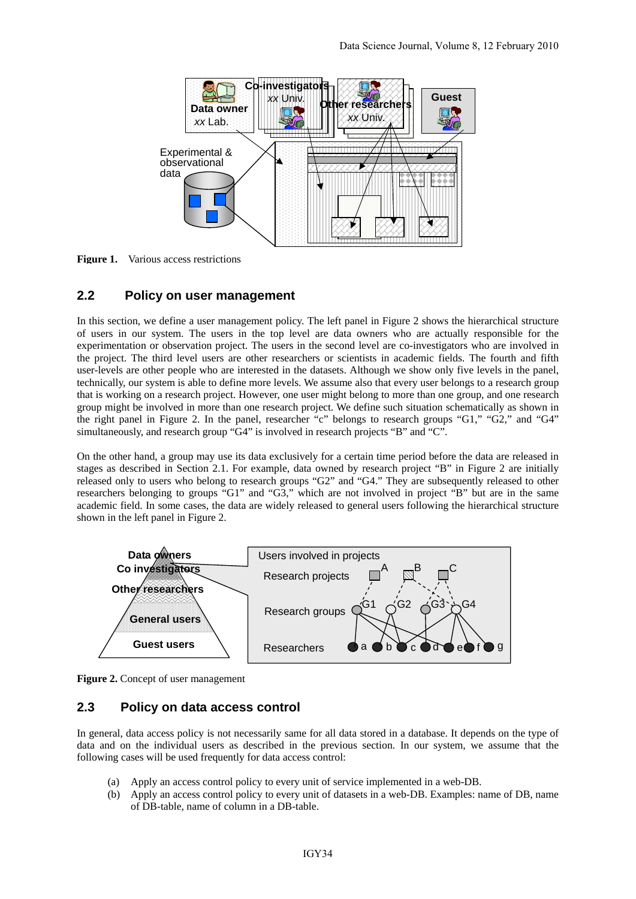**Figure 1.** Various access restrictions

## 2.2 Policy on user management

In this section, we define a user management policy. The left panel in Figure 2 shows the hierarchical structure of users in our system. The users in the top level are data owners who are actually responsible for the experimentation or observation project. The users in the second level are co-investigators who are involved in the project. The third level users are other researchers or scientists in academic fields. The fourth and fifth user-levels are other people who are interested in the datasets. Although we show only five levels in the panel, technically, our system is able to define more levels. We assume also that every user belongs to a research group that is working on a research project. However, one user might belong to more than one group, and one research group might be involved in more than one research project. We define such situation schematically as shown in the right panel in Figure 2. In the panel, researcher "c" belongs to research groups "G1," "G2," and "G4" simultaneously, and research group "G4" is involved in research projects "B" and "C".

On the other hand, a group may use its data exclusively for a certain time period before the data are released in stages as described in Section 2.1. For example, data owned by research project "B" in Figure 2 are initially released only to users who belong to research groups "G2" and "G4." They are subsequently released to other researchers belonging to groups "G1" and "G3," which are not involved in project "B" but are in the same academic field. In some cases, the data are widely released to general users following the hierarchical structure shown in the left panel in Figure 2.

**Figure 2.** Concept of user management

## 2.3 Policy on data access control

In general, data access policy is not necessarily same for all data stored in a database. It depends on the type of data and on the individual users as described in the previous section. In our system, we assume that the following cases will be used frequently for data access control:

(a) Apply an access control policy to every unit of service implemented in a web-DB.

(b) Apply an access control policy to every unit of datasets in a web-DB. Examples: name of DB, name of DB-table, name of column in a DB-table.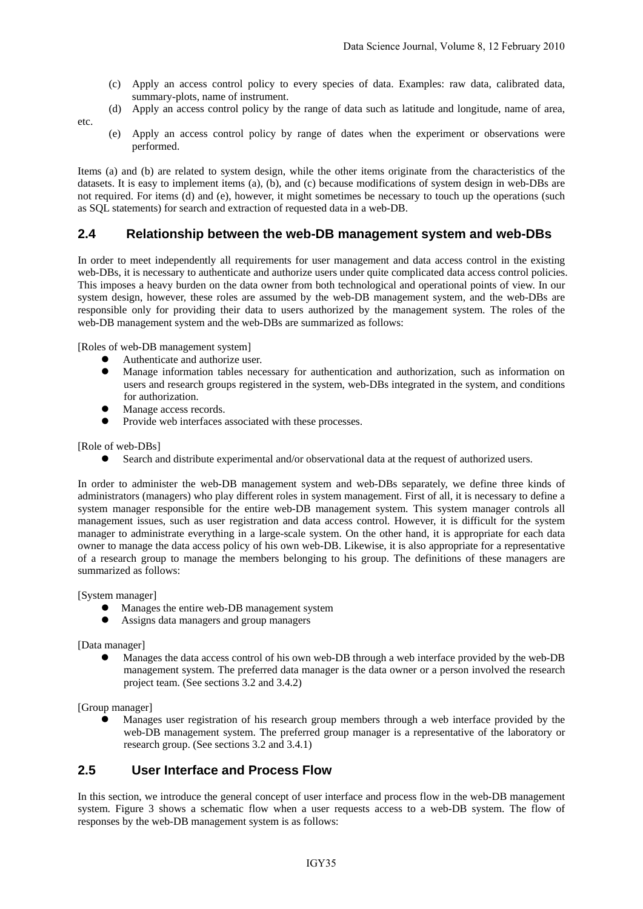(c) Apply an access control policy to every species of data. Examples: raw data, calibrated data, summary-plots, name of instrument.

(d) Apply an access control policy by the range of data such as latitude and longitude, name of area, etc.

(e) Apply an access control policy by range of dates when the experiment or observations were performed.

Items (a) and (b) are related to system design, while the other items originate from the characteristics of the datasets. It is easy to implement items (a), (b), and (c) because modifications of system design in web-DBs are not required. For items (d) and (e), however, it might sometimes be necessary to touch up the operations (such as SQL statements) for search and extraction of requested data in a web-DB.

## 2.4 Relationship between the web-DB management system and web-DBs

In order to meet independently all requirements for user management and data access control in the existing web-DBs, it is necessary to authenticate and authorize users under quite complicated data access control policies. This imposes a heavy burden on the data owner from both technological and operational points of view. In our system design, however, these roles are assumed by the web-DB management system, and the web-DBs are responsible only for providing their data to users authorized by the management system. The roles of the web-DB management system and the web-DBs are summarized as follows:

[Roles of web-DB management system]

- Authenticate and authorize user.
- Manage information tables necessary for authentication and authorization, such as information on users and research groups registered in the system, web-DBs integrated in the system, and conditions for authorization.
- Manage access records.
- Provide web interfaces associated with these processes.

[Role of web-DBs]

- Search and distribute experimental and/or observational data at the request of authorized users.

In order to administer the web-DB management system and web-DBs separately, we define three kinds of administrators (managers) who play different roles in system management. First of all, it is necessary to define a system manager responsible for the entire web-DB management system. This system manager controls all management issues, such as user registration and data access control. However, it is difficult for the system manager to administrate everything in a large-scale system. On the other hand, it is appropriate for each data owner to manage the data access policy of his own web-DB. Likewise, it is also appropriate for a representative of a research group to manage the members belonging to his group. The definitions of these managers are summarized as follows:

[System manager]

- Manages the entire web-DB management system
- Assigns data managers and group managers

[Data manager]

- Manages the data access control of his own web-DB through a web interface provided by the web-DB management system. The preferred data manager is the data owner or a person involved the research project team. (See sections 3.2 and 3.4.2)

[Group manager]

- Manages user registration of his research group members through a web interface provided by the web-DB management system. The preferred group manager is a representative of the laboratory or research group. (See sections 3.2 and 3.4.1)

## 2.5 User Interface and Process Flow

In this section, we introduce the general concept of user interface and process flow in the web-DB management system. Figure 3 shows a schematic flow when a user requests access to a web-DB system. The flow of responses by the web-DB management system is as follows: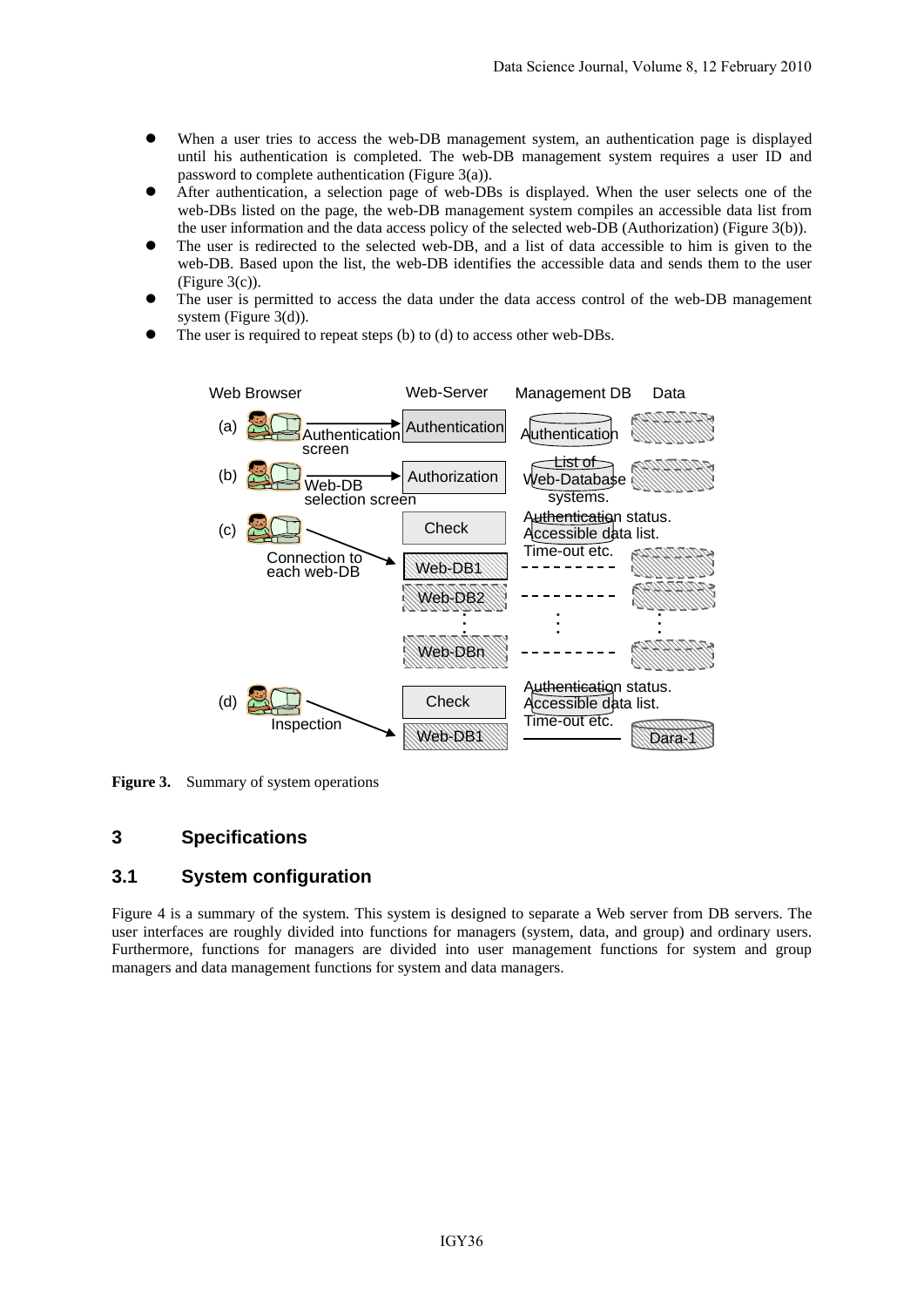- When a user tries to access the web-DB management system, an authentication page is displayed until his authentication is completed. The web-DB management system requires a user ID and password to complete authentication (Figure 3(a)).
- After authentication, a selection page of web-DBs is displayed. When the user selects one of the web-DBs listed on the page, the web-DB management system compiles an accessible data list from the user information and the data access policy of the selected web-DB (Authorization) (Figure 3(b)).
- The user is redirected to the selected web-DB, and a list of data accessible to him is given to the web-DB. Based upon the list, the web-DB identifies the accessible data and sends them to the user (Figure 3(c)).
- The user is permitted to access the data under the data access control of the web-DB management system (Figure 3(d)).
- The user is required to repeat steps (b) to (d) to access other web-DBs.

**Figure 3.** Summary of system operations

## 3 Specifications

### 3.1 System configuration

Figure 4 is a summary of the system. This system is designed to separate a Web server from DB servers. The user interfaces are roughly divided into functions for managers (system, data, and group) and ordinary users. Furthermore, functions for managers are divided into user management functions for system and group managers and data management functions for system and data managers.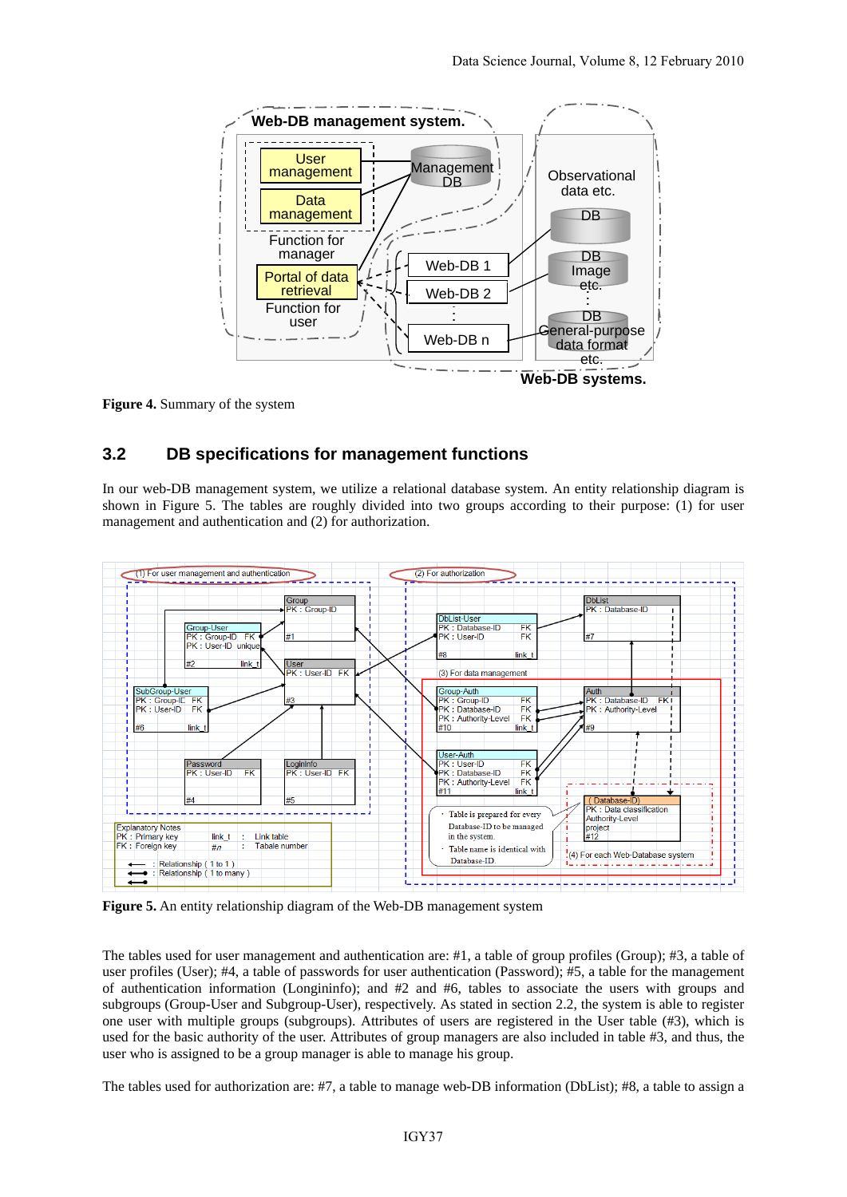**Figure 4.** Summary of the system

## 3.2 DB specifications for management functions

In our web-DB management system, we utilize a relational database system. An entity relationship diagram is shown in Figure 5. The tables are roughly divided into two groups according to their purpose: (1) for user management and authentication and (2) for authorization.

**Figure 5.** An entity relationship diagram of the Web-DB management system

The tables used for user management and authentication are: #1, a table of group profiles (Group); #3, a table of user profiles (User); #4, a table of passwords for user authentication (Password); #5, a table for the management of authentication information (Longininfo); and #2 and #6, tables to associate the users with groups and subgroups (Group-User and Subgroup-User), respectively. As stated in section 2.2, the system is able to register one user with multiple groups (subgroups). Attributes of users are registered in the User table (#3), which is used for the basic authority of the user. Attributes of group managers are also included in table #3, and thus, the user who is assigned to be a group manager is able to manage his group.

The tables used for authorization are: #7, a table to manage web-DB information (DbList); #8, a table to assign a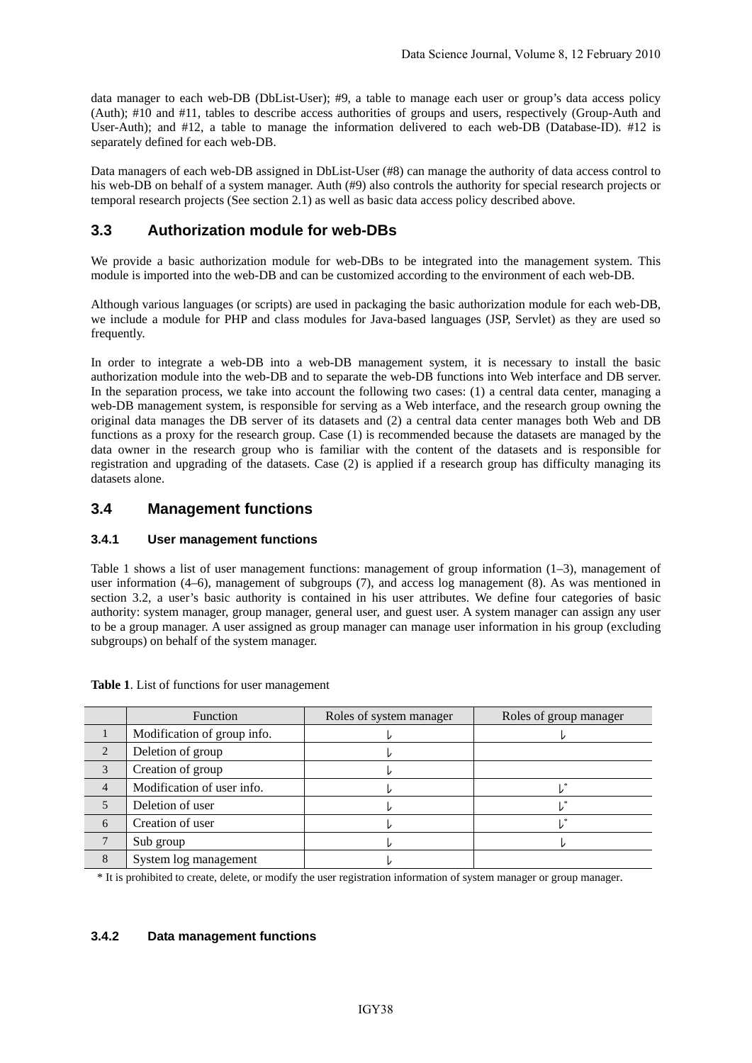data manager to each web-DB (DbList-User); #9, a table to manage each user or group's data access policy (Auth); #10 and #11, tables to describe access authorities of groups and users, respectively (Group-Auth and User-Auth); and #12, a table to manage the information delivered to each web-DB (Database-ID). #12 is separately defined for each web-DB.

Data managers of each web-DB assigned in DbList-User (#8) can manage the authority of data access control to his web-DB on behalf of a system manager. Auth (#9) also controls the authority for special research projects or temporal research projects (See section 2.1) as well as basic data access policy described above.

## 3.3 Authorization module for web-DBs

We provide a basic authorization module for web-DBs to be integrated into the management system. This module is imported into the web-DB and can be customized according to the environment of each web-DB.

Although various languages (or scripts) are used in packaging the basic authorization module for each web-DB, we include a module for PHP and class modules for Java-based languages (JSP, Servlet) as they are used so frequently.

In order to integrate a web-DB into a web-DB management system, it is necessary to install the basic authorization module into the web-DB and to separate the web-DB functions into Web interface and DB server. In the separation process, we take into account the following two cases: (1) a central data center, managing a web-DB management system, is responsible for serving as a Web interface, and the research group owning the original data manages the DB server of its datasets and (2) a central data center manages both Web and DB functions as a proxy for the research group. Case (1) is recommended because the datasets are managed by the data owner in the research group who is familiar with the content of the datasets and is responsible for registration and upgrading of the datasets. Case (2) is applied if a research group has difficulty managing its datasets alone.

## 3.4 Management functions

### 3.4.1 User management functions

Table 1 shows a list of user management functions: management of group information (1–3), management of user information (4–6), management of subgroups (7), and access log management (8). As was mentioned in section 3.2, a user's basic authority is contained in his user attributes. We define four categories of basic authority: system manager, group manager, general user, and guest user. A system manager can assign any user to be a group manager. A user assigned as group manager can manage user information in his group (excluding subgroups) on behalf of the system manager.

**Table 1**. List of functions for user management

| | Function | Roles of system manager | Roles of group manager |
|---|---|---|---|
| 1 | Modification of group info. | ✓ | ✓ |
| 2 | Deletion of group | ✓ | |
| 3 | Creation of group | ✓ | |
| 4 | Modification of user info. | ✓ | ✓* |
| 5 | Deletion of user | ✓ | ✓* |
| 6 | Creation of user | ✓ | ✓* |
| 7 | Sub group | ✓ | ✓ |
| 8 | System log management | ✓ | |

\* It is prohibited to create, delete, or modify the user registration information of system manager or group manager.

### 3.4.2 Data management functions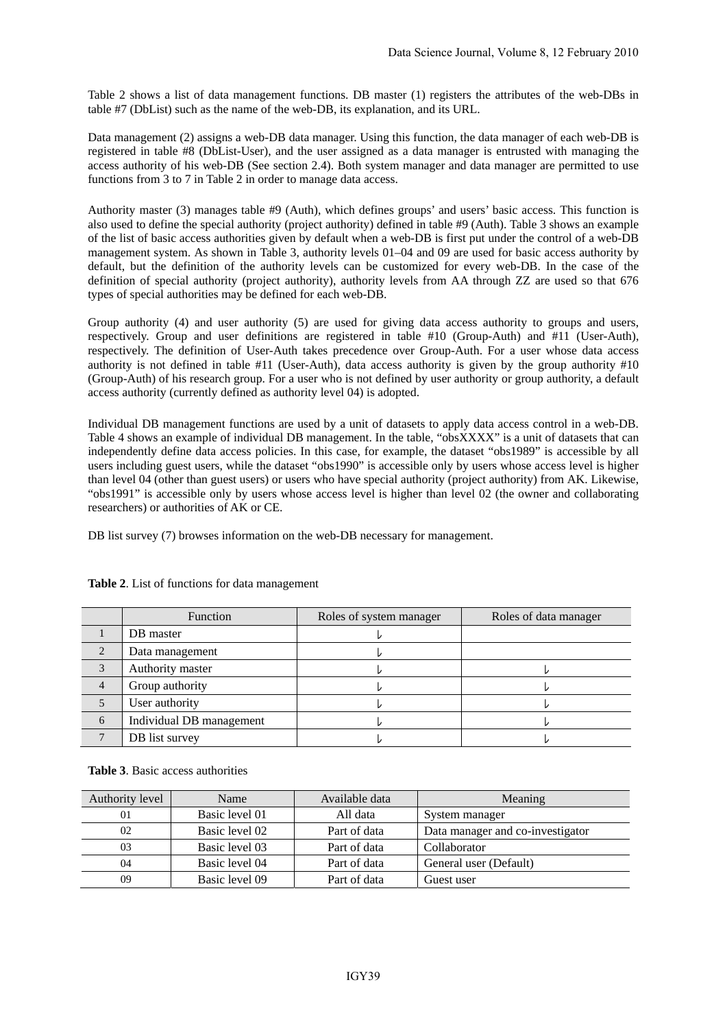Table 2 shows a list of data management functions. DB master (1) registers the attributes of the web-DBs in table #7 (DbList) such as the name of the web-DB, its explanation, and its URL.

Data management (2) assigns a web-DB data manager. Using this function, the data manager of each web-DB is registered in table #8 (DbList-User), and the user assigned as a data manager is entrusted with managing the access authority of his web-DB (See section 2.4). Both system manager and data manager are permitted to use functions from 3 to 7 in Table 2 in order to manage data access.

Authority master (3) manages table #9 (Auth), which defines groups' and users' basic access. This function is also used to define the special authority (project authority) defined in table #9 (Auth). Table 3 shows an example of the list of basic access authorities given by default when a web-DB is first put under the control of a web-DB management system. As shown in Table 3, authority levels 01–04 and 09 are used for basic access authority by default, but the definition of the authority levels can be customized for every web-DB. In the case of the definition of special authority (project authority), authority levels from AA through ZZ are used so that 676 types of special authorities may be defined for each web-DB.

Group authority (4) and user authority (5) are used for giving data access authority to groups and users, respectively. Group and user definitions are registered in table #10 (Group-Auth) and #11 (User-Auth), respectively. The definition of User-Auth takes precedence over Group-Auth. For a user whose data access authority is not defined in table #11 (User-Auth), data access authority is given by the group authority #10 (Group-Auth) of his research group. For a user who is not defined by user authority or group authority, a default access authority (currently defined as authority level 04) is adopted.

Individual DB management functions are used by a unit of datasets to apply data access control in a web-DB. Table 4 shows an example of individual DB management. In the table, "obsXXXX" is a unit of datasets that can independently define data access policies. In this case, for example, the dataset "obs1989" is accessible by all users including guest users, while the dataset "obs1990" is accessible only by users whose access level is higher than level 04 (other than guest users) or users who have special authority (project authority) from AK. Likewise, "obs1991" is accessible only by users whose access level is higher than level 02 (the owner and collaborating researchers) or authorities of AK or CE.

DB list survey (7) browses information on the web-DB necessary for management.

**Table 2**. List of functions for data management

| | Function | Roles of system manager | Roles of data manager |
|---|---|---|---|
| 1 | DB master | ✓ | |
| 2 | Data management | ✓ | |
| 3 | Authority master | ✓ | ✓ |
| 4 | Group authority | ✓ | ✓ |
| 5 | User authority | ✓ | ✓ |
| 6 | Individual DB management | ✓ | ✓ |
| 7 | DB list survey | ✓ | ✓ |

**Table 3**. Basic access authorities

| Authority level | Name | Available data | Meaning |
|---|---|---|---|
| 01 | Basic level 01 | All data | System manager |
| 02 | Basic level 02 | Part of data | Data manager and co-investigator |
| 03 | Basic level 03 | Part of data | Collaborator |
| 04 | Basic level 04 | Part of data | General user (Default) |
| 09 | Basic level 09 | Part of data | Guest user |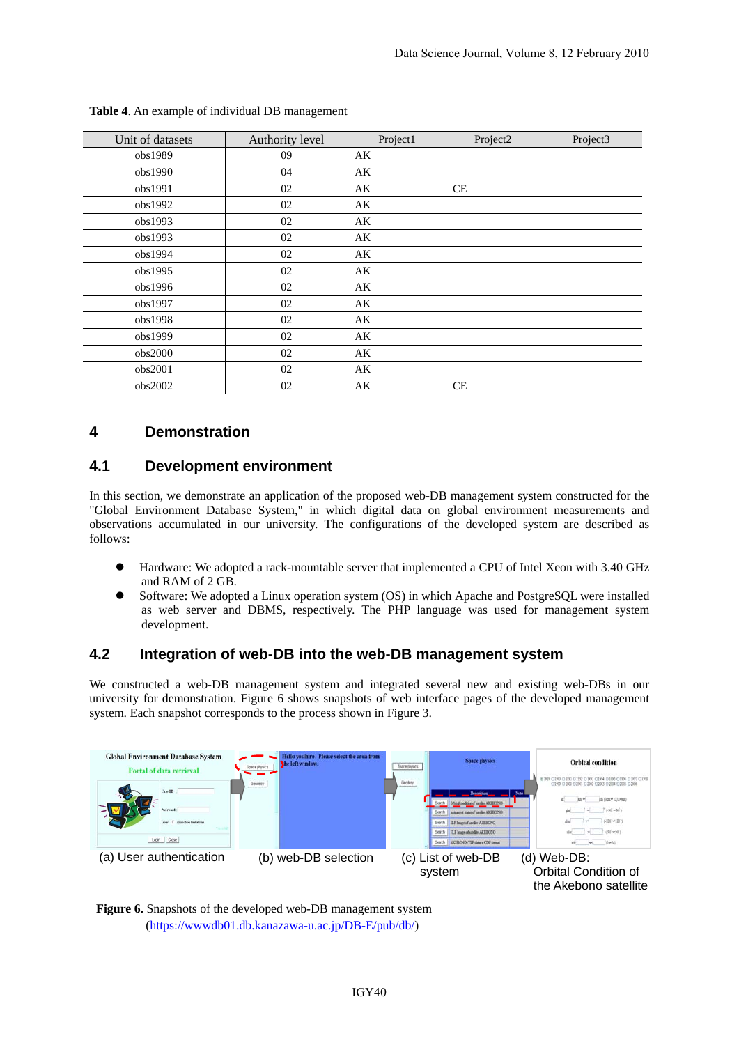**Table 4**. An example of individual DB management

| Unit of datasets | Authority level | Project1 | Project2 | Project3 |
|---|---|---|---|---|
| obs1989 | 09 | AK | | |
| obs1990 | 04 | AK | | |
| obs1991 | 02 | AK | CE | |
| obs1992 | 02 | AK | | |
| obs1993 | 02 | AK | | |
| obs1993 | 02 | AK | | |
| obs1994 | 02 | AK | | |
| obs1995 | 02 | AK | | |
| obs1996 | 02 | AK | | |
| obs1997 | 02 | AK | | |
| obs1998 | 02 | AK | | |
| obs1999 | 02 | AK | | |
| obs2000 | 02 | AK | | |
| obs2001 | 02 | AK | | |
| obs2002 | 02 | AK | CE | |

# 4 Demonstration

## 4.1 Development environment

In this section, we demonstrate an application of the proposed web-DB management system constructed for the "Global Environment Database System," in which digital data on global environment measurements and observations accumulated in our university. The configurations of the developed system are described as follows:

- Hardware: We adopted a rack-mountable server that implemented a CPU of Intel Xeon with 3.40 GHz and RAM of 2 GB.
- Software: We adopted a Linux operation system (OS) in which Apache and PostgreSQL were installed as web server and DBMS, respectively. The PHP language was used for management system development.

## 4.2 Integration of web-DB into the web-DB management system

We constructed a web-DB management system and integrated several new and existing web-DBs in our university for demonstration. Figure 6 shows snapshots of web interface pages of the developed management system. Each snapshot corresponds to the process shown in Figure 3.

(a) User authentication (b) web-DB selection (c) List of web-DB system (d) Web-DB: Orbital Condition of the Akebono satellite

**Figure 6.** Snapshots of the developed web-DB management system (https://wwwdb01.db.kanazawa-u.ac.jp/DB-E/pub/db/)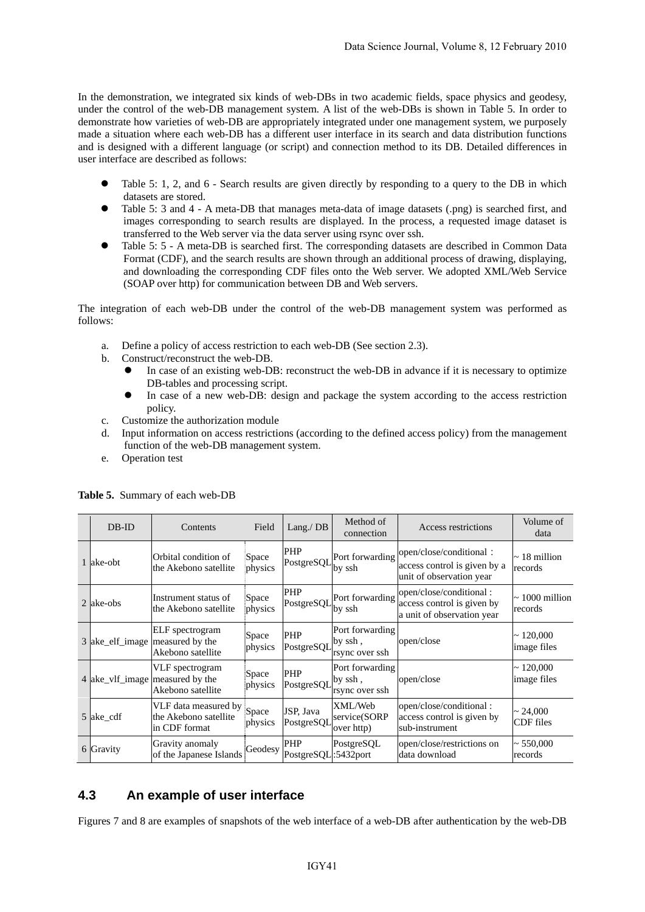In the demonstration, we integrated six kinds of web-DBs in two academic fields, space physics and geodesy, under the control of the web-DB management system. A list of the web-DBs is shown in Table 5. In order to demonstrate how varieties of web-DB are appropriately integrated under one management system, we purposely made a situation where each web-DB has a different user interface in its search and data distribution functions and is designed with a different language (or script) and connection method to its DB. Detailed differences in user interface are described as follows:

- Table 5: 1, 2, and 6 - Search results are given directly by responding to a query to the DB in which datasets are stored.
- Table 5: 3 and 4 - A meta-DB that manages meta-data of image datasets (.png) is searched first, and images corresponding to search results are displayed. In the process, a requested image dataset is transferred to the Web server via the data server using rsync over ssh.
- Table 5: 5 - A meta-DB is searched first. The corresponding datasets are described in Common Data Format (CDF), and the search results are shown through an additional process of drawing, displaying, and downloading the corresponding CDF files onto the Web server. We adopted XML/Web Service (SOAP over http) for communication between DB and Web servers.

The integration of each web-DB under the control of the web-DB management system was performed as follows:

a. Define a policy of access restriction to each web-DB (See section 2.3).
b. Construct/reconstruct the web-DB.
   - In case of an existing web-DB: reconstruct the web-DB in advance if it is necessary to optimize DB-tables and processing script.
   - In case of a new web-DB: design and package the system according to the access restriction policy.
c. Customize the authorization module
d. Input information on access restrictions (according to the defined access policy) from the management function of the web-DB management system.
e. Operation test

**Table 5.** Summary of each web-DB

| | DB-ID | Contents | Field | Lang./ DB | Method of connection | Access restrictions | Volume of data |
|---|---|---|---|---|---|---|---|
| 1 | ake-obt | Orbital condition of the Akebono satellite | Space physics | PHP PostgreSQL | Port forwarding by ssh | open/close/conditional： access control is given by a unit of observation year | ~ 18 million records |
| 2 | ake-obs | Instrument status of the Akebono satellite | Space physics | PHP PostgreSQL | Port forwarding by ssh | open/close/conditional : access control is given by a unit of observation year | ~ 1000 million records |
| 3 | ake_elf_image | ELF spectrogram measured by the Akebono satellite | Space physics | PHP PostgreSQL | Port forwarding by ssh , rsync over ssh | open/close | ~ 120,000 image files |
| 4 | ake_vlf_image | VLF spectrogram measured by the Akebono satellite | Space physics | PHP PostgreSQL | Port forwarding by ssh , rsync over ssh | open/close | ~ 120,000 image files |
| 5 | ake_cdf | VLF data measured by the Akebono satellite in CDF format | Space physics | JSP, Java PostgreSQL | XML/Web service(SORP over http) | open/close/conditional : access control is given by sub-instrument | ~ 24,000 CDF files |
| 6 | Gravity | Gravity anomaly of the Japanese Islands | Geodesy | PHP PostgreSQL | PostgreSQL :5432port | open/close/restrictions on data download | ~ 550,000 records |

## 4.3 An example of user interface

Figures 7 and 8 are examples of snapshots of the web interface of a web-DB after authentication by the web-DB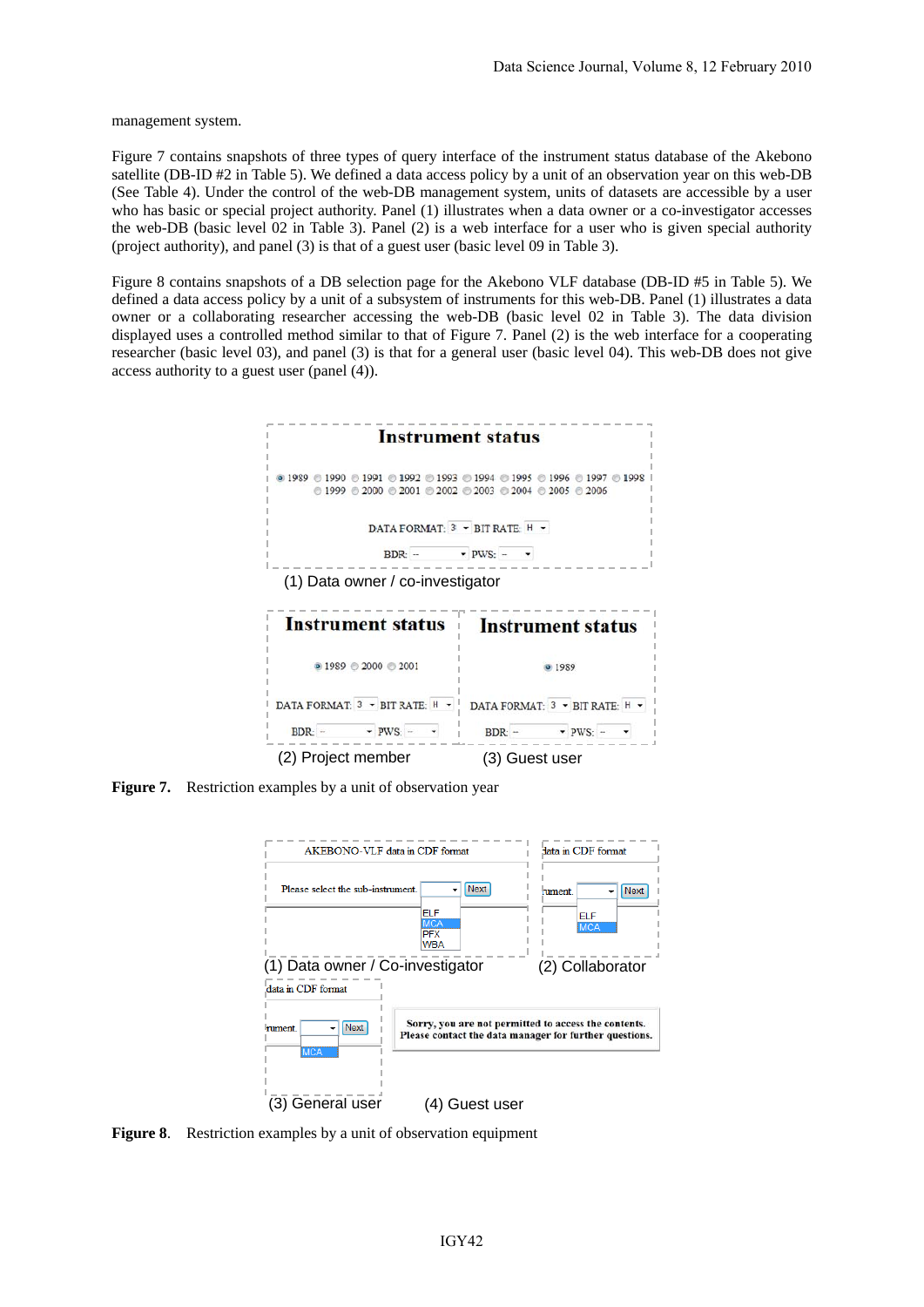management system.

Figure 7 contains snapshots of three types of query interface of the instrument status database of the Akebono satellite (DB-ID #2 in Table 5). We defined a data access policy by a unit of an observation year on this web-DB (See Table 4). Under the control of the web-DB management system, units of datasets are accessible by a user who has basic or special project authority. Panel (1) illustrates when a data owner or a co-investigator accesses the web-DB (basic level 02 in Table 3). Panel (2) is a web interface for a user who is given special authority (project authority), and panel (3) is that of a guest user (basic level 09 in Table 3).

Figure 8 contains snapshots of a DB selection page for the Akebono VLF database (DB-ID #5 in Table 5). We defined a data access policy by a unit of a subsystem of instruments for this web-DB. Panel (1) illustrates a data owner or a collaborating researcher accessing the web-DB (basic level 02 in Table 3). The data division displayed uses a controlled method similar to that of Figure 7. Panel (2) is the web interface for a cooperating researcher (basic level 03), and panel (3) is that for a general user (basic level 04). This web-DB does not give access authority to a guest user (panel (4)).

(1) Data owner / co-investigator

(2) Project member

(3) Guest user

**Figure 7.** Restriction examples by a unit of observation year

(1) Data owner / Co-investigator

(2) Collaborator

(3) General user

(4) Guest user

**Figure 8.** Restriction examples by a unit of observation equipment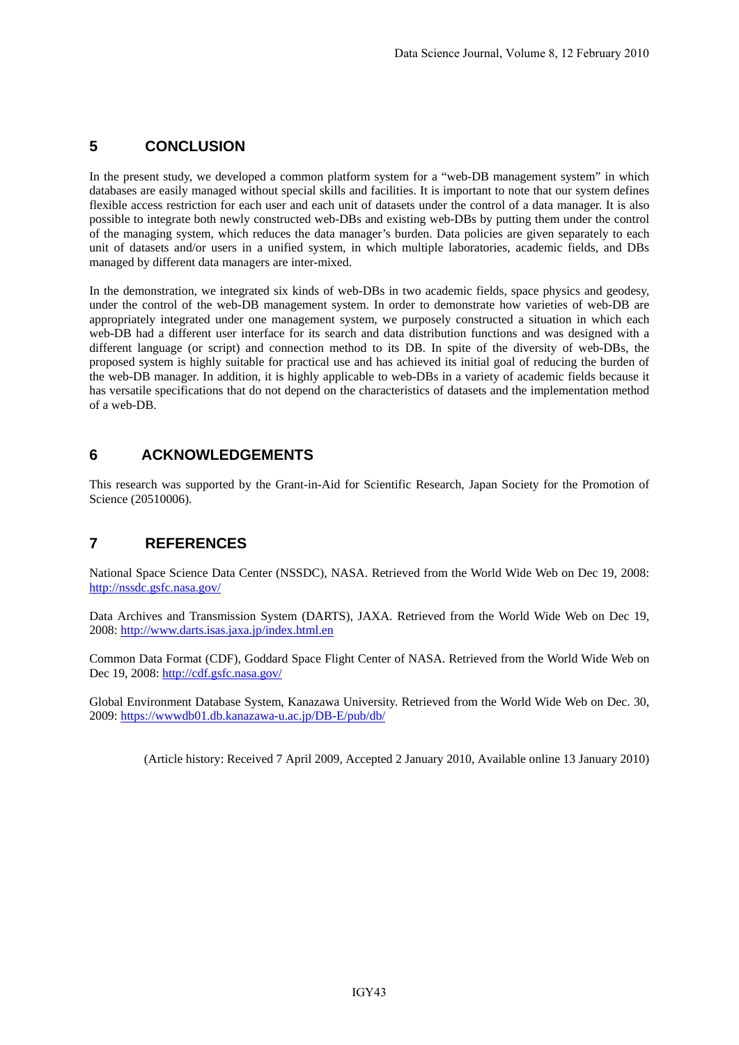## 5 CONCLUSION

In the present study, we developed a common platform system for a "web-DB management system" in which databases are easily managed without special skills and facilities. It is important to note that our system defines flexible access restriction for each user and each unit of datasets under the control of a data manager. It is also possible to integrate both newly constructed web-DBs and existing web-DBs by putting them under the control of the managing system, which reduces the data manager's burden. Data policies are given separately to each unit of datasets and/or users in a unified system, in which multiple laboratories, academic fields, and DBs managed by different data managers are inter-mixed.

In the demonstration, we integrated six kinds of web-DBs in two academic fields, space physics and geodesy, under the control of the web-DB management system. In order to demonstrate how varieties of web-DB are appropriately integrated under one management system, we purposely constructed a situation in which each web-DB had a different user interface for its search and data distribution functions and was designed with a different language (or script) and connection method to its DB. In spite of the diversity of web-DBs, the proposed system is highly suitable for practical use and has achieved its initial goal of reducing the burden of the web-DB manager. In addition, it is highly applicable to web-DBs in a variety of academic fields because it has versatile specifications that do not depend on the characteristics of datasets and the implementation method of a web-DB.

## 6 ACKNOWLEDGEMENTS

This research was supported by the Grant-in-Aid for Scientific Research, Japan Society for the Promotion of Science (20510006).

## 7 REFERENCES

National Space Science Data Center (NSSDC), NASA. Retrieved from the World Wide Web on Dec 19, 2008: http://nssdc.gsfc.nasa.gov/

Data Archives and Transmission System (DARTS), JAXA. Retrieved from the World Wide Web on Dec 19, 2008: http://www.darts.isas.jaxa.jp/index.html.en

Common Data Format (CDF), Goddard Space Flight Center of NASA. Retrieved from the World Wide Web on Dec 19, 2008: http://cdf.gsfc.nasa.gov/

Global Environment Database System, Kanazawa University. Retrieved from the World Wide Web on Dec. 30, 2009: https://wwwdb01.db.kanazawa-u.ac.jp/DB-E/pub/db/

(Article history: Received 7 April 2009, Accepted 2 January 2010, Available online 13 January 2010)